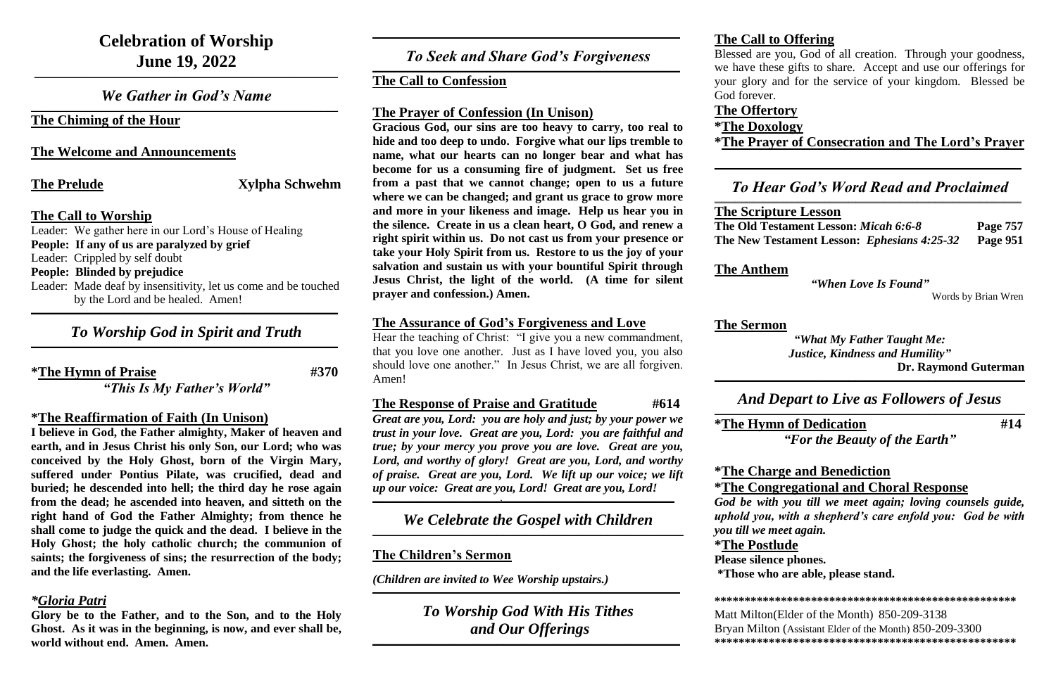# Celebration of Worship
# June 19, 2022

## *We Gather in God's Name*

**The Chiming of the Hour**

**The Welcome and Announcements**

**The Prelude** Xylpha Schwehm

**The Call to Worship**

Leader: We gather here in our Lord's House of Healing
**People: If any of us are paralyzed by grief**
Leader: Crippled by self doubt
**People: Blinded by prejudice**
Leader: Made deaf by insensitivity, let us come and be touched by the Lord and be healed. Amen!

## *To Worship God in Spirit and Truth*

**\*The Hymn of Praise** #370
*"This Is My Father's World"*

**\*The Reaffirmation of Faith (In Unison)**

**I believe in God, the Father almighty, Maker of heaven and earth, and in Jesus Christ his only Son, our Lord; who was conceived by the Holy Ghost, born of the Virgin Mary, suffered under Pontius Pilate, was crucified, dead and buried; he descended into hell; the third day he rose again from the dead; he ascended into heaven, and sitteth on the right hand of God the Father Almighty; from thence he shall come to judge the quick and the dead. I believe in the Holy Ghost; the holy catholic church; the communion of saints; the forgiveness of sins; the resurrection of the body; and the life everlasting. Amen.**

***Gloria Patri***

**Glory be to the Father, and to the Son, and to the Holy Ghost. As it was in the beginning, is now, and ever shall be, world without end. Amen. Amen.**

## *To Seek and Share God's Forgiveness*

**The Call to Confession**

**The Prayer of Confession (In Unison)**

**Gracious God, our sins are too heavy to carry, too real to hide and too deep to undo. Forgive what our lips tremble to name, what our hearts can no longer bear and what has become for us a consuming fire of judgment. Set us free from a past that we cannot change; open to us a future where we can be changed; and grant us grace to grow more and more in your likeness and image. Help us hear you in the silence. Create in us a clean heart, O God, and renew a right spirit within us. Do not cast us from your presence or take your Holy Spirit from us. Restore to us the joy of your salvation and sustain us with your bountiful Spirit through Jesus Christ, the light of the world. (A time for silent prayer and confession.) Amen.**

**The Assurance of God's Forgiveness and Love**

Hear the teaching of Christ: "I give you a new commandment, that you love one another. Just as I have loved you, you also should love one another." In Jesus Christ, we are all forgiven. Amen!

**The Response of Praise and Gratitude** #614

***Great are you, Lord: you are holy and just; by your power we trust in your love. Great are you, Lord: you are faithful and true; by your mercy you prove you are love. Great are you, Lord, and worthy of glory! Great are you, Lord, and worthy of praise. Great are you, Lord. We lift up our voice; we lift up our voice: Great are you, Lord! Great are you, Lord!***

## *We Celebrate the Gospel with Children*

**The Children's Sermon**

*(Children are invited to Wee Worship upstairs.)*

## *To Worship God With His Tithes and Our Offerings*

**The Call to Offering**

Blessed are you, God of all creation. Through your goodness, we have these gifts to share. Accept and use our offerings for your glory and for the service of your kingdom. Blessed be God forever.

**The Offertory**

**\*The Doxology**

**\*The Prayer of Consecration and The Lord's Prayer**

## *To Hear God's Word Read and Proclaimed*

**The Scripture Lesson**

**The Old Testament Lesson:** ***Micah 6:6-8*** **Page 757**
**The New Testament Lesson:** ***Ephesians 4:25-32*** **Page 951**

**The Anthem**

***"When Love Is Found"***
Words by Brian Wren

**The Sermon**

***"What My Father Taught Me: Justice, Kindness and Humility"***
**Dr. Raymond Guterman**

## *And Depart to Live as Followers of Jesus*

**\*The Hymn of Dedication** #14
*"For the Beauty of the Earth"*

**\*The Charge and Benediction**

**\*The Congregational and Choral Response**

***God be with you till we meet again; loving counsels guide, uphold you, with a shepherd's care enfold you: God be with you till we meet again.***

**\*The Postlude**

**Please silence phones.**
**\*Those who are able, please stand.**

\*\*\*\*\*\*\*\*\*\*\*\*\*\*\*\*\*\*\*\*\*\*\*\*\*\*\*\*\*\*\*\*\*\*\*\*\*\*\*\*\*\*\*\*\*\*\*\*\*\*\*\*

Matt Milton(Elder of the Month) 850-209-3138
Bryan Milton (Assistant Elder of the Month) 850-209-3300

\*\*\*\*\*\*\*\*\*\*\*\*\*\*\*\*\*\*\*\*\*\*\*\*\*\*\*\*\*\*\*\*\*\*\*\*\*\*\*\*\*\*\*\*\*\*\*\*\*\*\*\*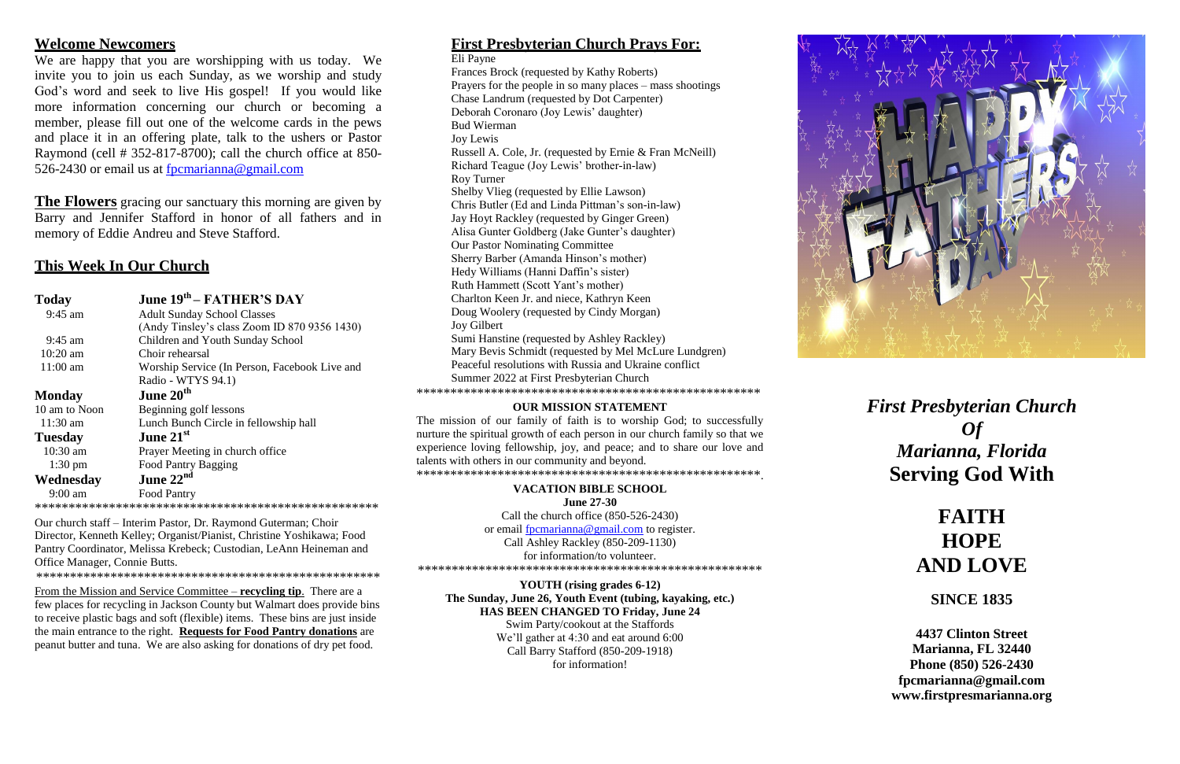## Welcome Newcomers

We are happy that you are worshipping with us today. We invite you to join us each Sunday, as we worship and study God's word and seek to live His gospel! If you would like more information concerning our church or becoming a member, please fill out one of the welcome cards in the pews and place it in an offering plate, talk to the ushers or Pastor Raymond (cell # 352-817-8700); call the church office at 850-526-2430 or email us at fpcmarianna@gmail.com

**The Flowers** gracing our sanctuary this morning are given by Barry and Jennifer Stafford in honor of all fathers and in memory of Eddie Andreu and Steve Stafford.

## This Week In Our Church

| | |
|---|---|
| **Today** | **June 19th – FATHER'S DAY** |
| 9:45 am | Adult Sunday School Classes (Andy Tinsley's class Zoom ID 870 9356 1430) |
| 9:45 am | Children and Youth Sunday School |
| 10:20 am | Choir rehearsal |
| 11:00 am | Worship Service (In Person, Facebook Live and Radio - WTYS 94.1) |
| **Monday** | **June 20th** |
| 10 am to Noon | Beginning golf lessons |
| 11:30 am | Lunch Bunch Circle in fellowship hall |
| **Tuesday** | **June 21st** |
| 10:30 am | Prayer Meeting in church office |
| 1:30 pm | Food Pantry Bagging |
| **Wednesday** | **June 22nd** |
| 9:00 am | Food Pantry |

*******************************************************

Our church staff – Interim Pastor, Dr. Raymond Guterman; Choir Director, Kenneth Kelley; Organist/Pianist, Christine Yoshikawa; Food Pantry Coordinator, Melissa Krebeck; Custodian, LeAnn Heineman and Office Manager, Connie Butts.

*******************************************************

From the Mission and Service Committee – **recycling tip**. There are a few places for recycling in Jackson County but Walmart does provide bins to receive plastic bags and soft (flexible) items. These bins are just inside the main entrance to the right. **Requests for Food Pantry donations** are peanut butter and tuna. We are also asking for donations of dry pet food.

## First Presbyterian Church Prays For:

Eli Payne
Frances Brock (requested by Kathy Roberts)
Prayers for the people in so many places – mass shootings
Chase Landrum (requested by Dot Carpenter)
Deborah Coronaro (Joy Lewis' daughter)
Bud Wierman
Joy Lewis
Russell A. Cole, Jr. (requested by Ernie & Fran McNeill)
Richard Teague (Joy Lewis' brother-in-law)
Roy Turner
Shelby Vlieg (requested by Ellie Lawson)
Chris Butler (Ed and Linda Pittman's son-in-law)
Jay Hoyt Rackley (requested by Ginger Green)
Alisa Gunter Goldberg (Jake Gunter's daughter)
Our Pastor Nominating Committee
Sherry Barber (Amanda Hinson's mother)
Hedy Williams (Hanni Daffin's sister)
Ruth Hammett (Scott Yant's mother)
Charlton Keen Jr. and niece, Kathryn Keen
Doug Woolery (requested by Cindy Morgan)
Joy Gilbert
Sumi Hanstine (requested by Ashley Rackley)
Mary Bevis Schmidt (requested by Mel McLure Lundgren)
Peaceful resolutions with Russia and Ukraine conflict
Summer 2022 at First Presbyterian Church

*****************************************************

**OUR MISSION STATEMENT**

The mission of our family of faith is to worship God; to successfully nurture the spiritual growth of each person in our church family so that we experience loving fellowship, joy, and peace; and to share our love and talents with others in our community and beyond.

*****************************************************.

**VACATION BIBLE SCHOOL**
**June 27-30**
Call the church office (850-526-2430)
or email fpcmarianna@gmail.com to register.
Call Ashley Rackley (850-209-1130)
for information/to volunteer.

*****************************************************

**YOUTH (rising grades 6-12)**
**The Sunday, June 26, Youth Event (tubing, kayaking, etc.)**
**HAS BEEN CHANGED TO Friday, June 24**
Swim Party/cookout at the Staffords
We'll gather at 4:30 and eat around 6:00
Call Barry Stafford (850-209-1918)
for information!

HAPPY FATHERS DAY

# *First Presbyterian Church Of Marianna, Florida*
# Serving God With

# FAITH HOPE AND LOVE

**SINCE 1835**

**4437 Clinton Street**
**Marianna, FL 32440**
**Phone (850) 526-2430**
**fpcmarianna@gmail.com**
**www.firstpresmarianna.org**